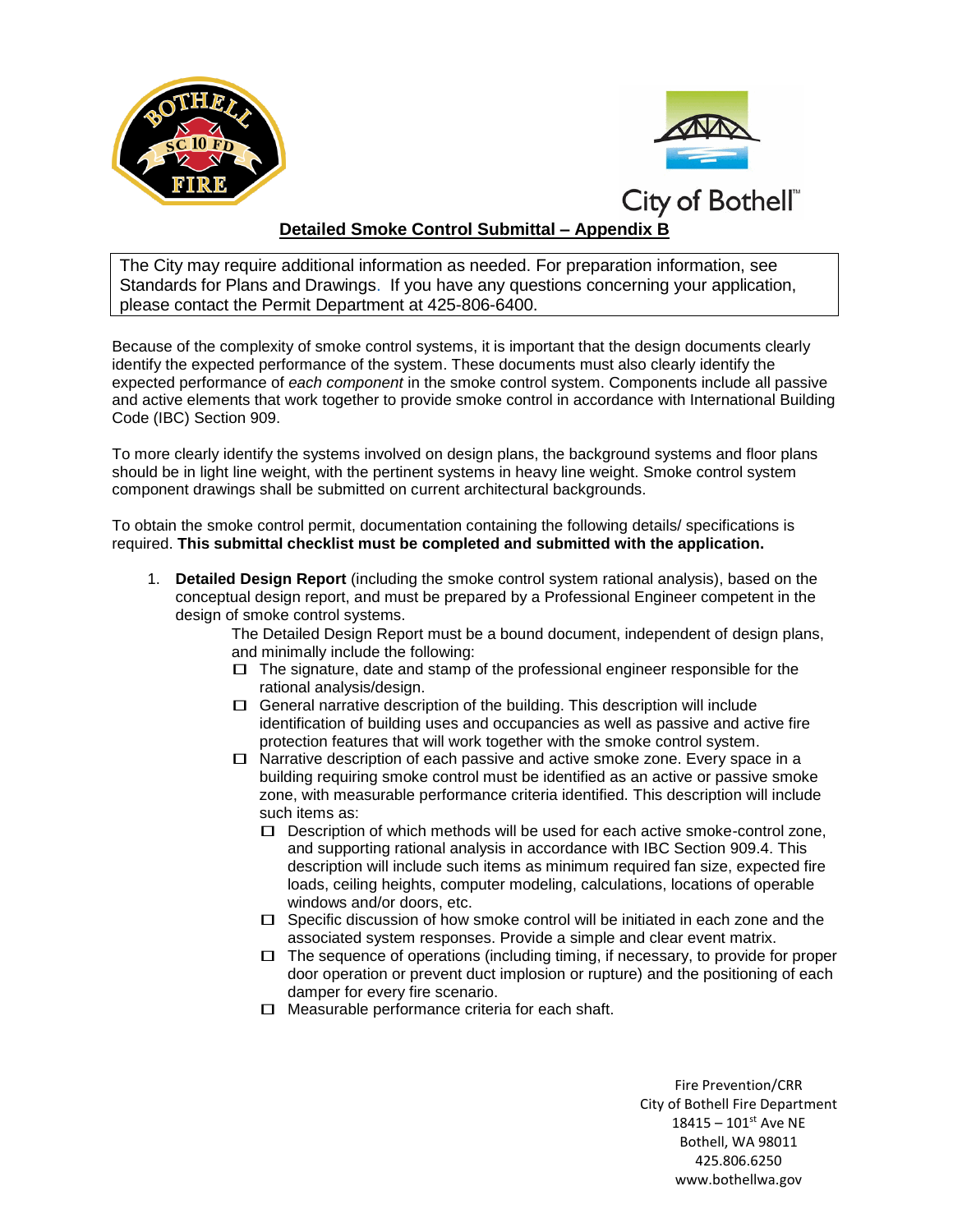City of Bothell™

## Detailed Smoke Control Submittal – Appendix B

The City may require additional information as needed. For preparation information, see Standards for Plans and Drawings. If you have any questions concerning your application, please contact the Permit Department at 425-806-6400.

Because of the complexity of smoke control systems, it is important that the design documents clearly identify the expected performance of the system. These documents must also clearly identify the expected performance of *each component* in the smoke control system. Components include all passive and active elements that work together to provide smoke control in accordance with International Building Code (IBC) Section 909.

To more clearly identify the systems involved on design plans, the background systems and floor plans should be in light line weight, with the pertinent systems in heavy line weight. Smoke control system component drawings shall be submitted on current architectural backgrounds.

To obtain the smoke control permit, documentation containing the following details/ specifications is required. **This submittal checklist must be completed and submitted with the application.**

1. **Detailed Design Report** (including the smoke control system rational analysis), based on the conceptual design report, and must be prepared by a Professional Engineer competent in the design of smoke control systems.

   The Detailed Design Report must be a bound document, independent of design plans, and minimally include the following:

   - ☐ The signature, date and stamp of the professional engineer responsible for the rational analysis/design.
   - ☐ General narrative description of the building. This description will include identification of building uses and occupancies as well as passive and active fire protection features that will work together with the smoke control system.
   - ☐ Narrative description of each passive and active smoke zone. Every space in a building requiring smoke control must be identified as an active or passive smoke zone, with measurable performance criteria identified. This description will include such items as:
     - ☐ Description of which methods will be used for each active smoke-control zone, and supporting rational analysis in accordance with IBC Section 909.4. This description will include such items as minimum required fan size, expected fire loads, ceiling heights, computer modeling, calculations, locations of operable windows and/or doors, etc.
     - ☐ Specific discussion of how smoke control will be initiated in each zone and the associated system responses. Provide a simple and clear event matrix.
     - ☐ The sequence of operations (including timing, if necessary, to provide for proper door operation or prevent duct implosion or rupture) and the positioning of each damper for every fire scenario.
     - ☐ Measurable performance criteria for each shaft.

Fire Prevention/CRR
City of Bothell Fire Department
18415 – 101st Ave NE
Bothell, WA 98011
425.806.6250
www.bothellwa.gov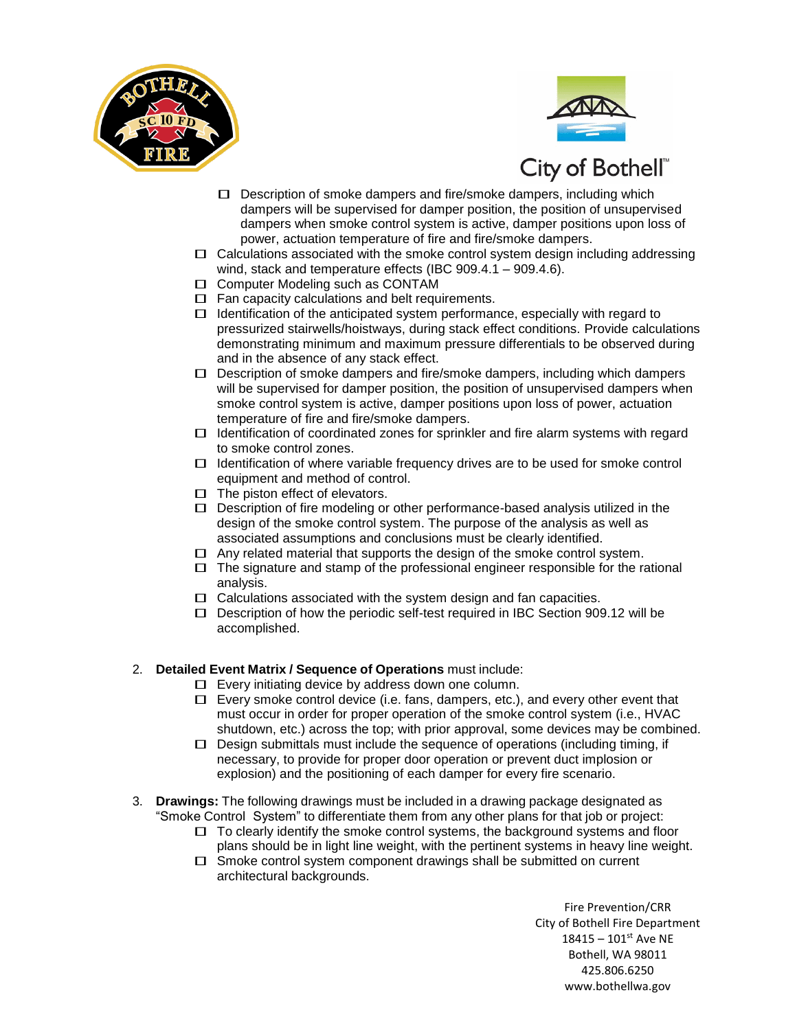- ☐ Description of smoke dampers and fire/smoke dampers, including which dampers will be supervised for damper position, the position of unsupervised dampers when smoke control system is active, damper positions upon loss of power, actuation temperature of fire and fire/smoke dampers.

- ☐ Calculations associated with the smoke control system design including addressing wind, stack and temperature effects (IBC 909.4.1 – 909.4.6).
- ☐ Computer Modeling such as CONTAM
- ☐ Fan capacity calculations and belt requirements.
- ☐ Identification of the anticipated system performance, especially with regard to pressurized stairwells/hoistways, during stack effect conditions. Provide calculations demonstrating minimum and maximum pressure differentials to be observed during and in the absence of any stack effect.
- ☐ Description of smoke dampers and fire/smoke dampers, including which dampers will be supervised for damper position, the position of unsupervised dampers when smoke control system is active, damper positions upon loss of power, actuation temperature of fire and fire/smoke dampers.
- ☐ Identification of coordinated zones for sprinkler and fire alarm systems with regard to smoke control zones.
- ☐ Identification of where variable frequency drives are to be used for smoke control equipment and method of control.
- ☐ The piston effect of elevators.
- ☐ Description of fire modeling or other performance-based analysis utilized in the design of the smoke control system. The purpose of the analysis as well as associated assumptions and conclusions must be clearly identified.
- ☐ Any related material that supports the design of the smoke control system.
- ☐ The signature and stamp of the professional engineer responsible for the rational analysis.
- ☐ Calculations associated with the system design and fan capacities.
- ☐ Description of how the periodic self-test required in IBC Section 909.12 will be accomplished.

2. **Detailed Event Matrix / Sequence of Operations** must include:
   - ☐ Every initiating device by address down one column.
   - ☐ Every smoke control device (i.e. fans, dampers, etc.), and every other event that must occur in order for proper operation of the smoke control system (i.e., HVAC shutdown, etc.) across the top; with prior approval, some devices may be combined.
   - ☐ Design submittals must include the sequence of operations (including timing, if necessary, to provide for proper door operation or prevent duct implosion or explosion) and the positioning of each damper for every fire scenario.

3. **Drawings:** The following drawings must be included in a drawing package designated as "Smoke Control System" to differentiate them from any other plans for that job or project:
   - ☐ To clearly identify the smoke control systems, the background systems and floor plans should be in light line weight, with the pertinent systems in heavy line weight.
   - ☐ Smoke control system component drawings shall be submitted on current architectural backgrounds.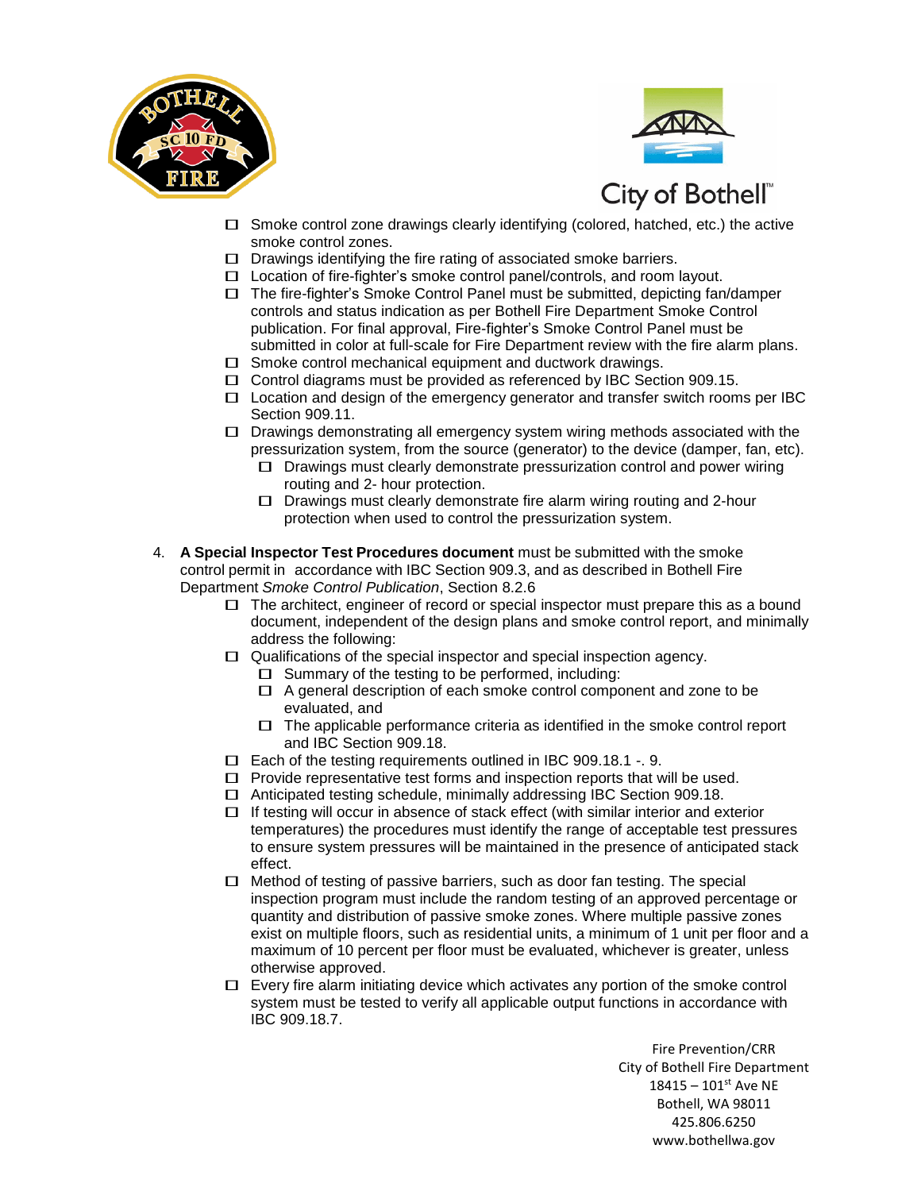- ☐ Smoke control zone drawings clearly identifying (colored, hatched, etc.) the active smoke control zones.
- ☐ Drawings identifying the fire rating of associated smoke barriers.
- ☐ Location of fire-fighter's smoke control panel/controls, and room layout.
- ☐ The fire-fighter's Smoke Control Panel must be submitted, depicting fan/damper controls and status indication as per Bothell Fire Department Smoke Control publication. For final approval, Fire-fighter's Smoke Control Panel must be submitted in color at full-scale for Fire Department review with the fire alarm plans.
- ☐ Smoke control mechanical equipment and ductwork drawings.
- ☐ Control diagrams must be provided as referenced by IBC Section 909.15.
- ☐ Location and design of the emergency generator and transfer switch rooms per IBC Section 909.11.
- ☐ Drawings demonstrating all emergency system wiring methods associated with the pressurization system, from the source (generator) to the device (damper, fan, etc).
  - ☐ Drawings must clearly demonstrate pressurization control and power wiring routing and 2- hour protection.
  - ☐ Drawings must clearly demonstrate fire alarm wiring routing and 2-hour protection when used to control the pressurization system.

4. **A Special Inspector Test Procedures document** must be submitted with the smoke control permit in accordance with IBC Section 909.3, and as described in Bothell Fire Department *Smoke Control Publication*, Section 8.2.6
   - ☐ The architect, engineer of record or special inspector must prepare this as a bound document, independent of the design plans and smoke control report, and minimally address the following:
   - ☐ Qualifications of the special inspector and special inspection agency.
     - ☐ Summary of the testing to be performed, including:
     - ☐ A general description of each smoke control component and zone to be evaluated, and
     - ☐ The applicable performance criteria as identified in the smoke control report and IBC Section 909.18.
   - ☐ Each of the testing requirements outlined in IBC 909.18.1 -. 9.
   - ☐ Provide representative test forms and inspection reports that will be used.
   - ☐ Anticipated testing schedule, minimally addressing IBC Section 909.18.
   - ☐ If testing will occur in absence of stack effect (with similar interior and exterior temperatures) the procedures must identify the range of acceptable test pressures to ensure system pressures will be maintained in the presence of anticipated stack effect.
   - ☐ Method of testing of passive barriers, such as door fan testing. The special inspection program must include the random testing of an approved percentage or quantity and distribution of passive smoke zones. Where multiple passive zones exist on multiple floors, such as residential units, a minimum of 1 unit per floor and a maximum of 10 percent per floor must be evaluated, whichever is greater, unless otherwise approved.
   - ☐ Every fire alarm initiating device which activates any portion of the smoke control system must be tested to verify all applicable output functions in accordance with IBC 909.18.7.

Fire Prevention/CRR
City of Bothell Fire Department
18415 – 101st Ave NE
Bothell, WA 98011
425.806.6250
www.bothellwa.gov